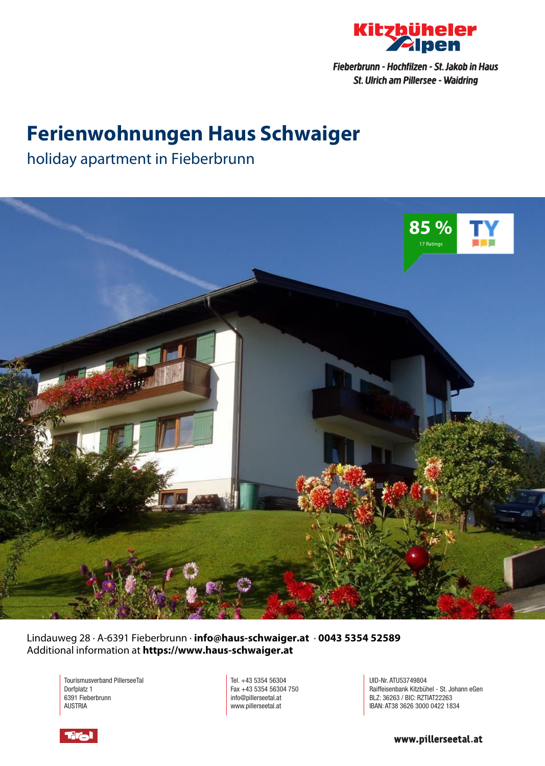Kitzbüheler Alpen

*Fieberbrunn - Hochfilzen - St. Jakob in Haus*
*St. Ulrich am Pillersee - Waidring*

# Ferienwohnungen Haus Schwaiger

## holiday apartment in Fieberbrunn

85 %
17 Ratings
TY

Lindauweg 28 · A-6391 Fieberbrunn · **info@haus-schwaiger.at** · **0043 5354 52589**
Additional information at **https://www.haus-schwaiger.at**

Tourismusverband PillerseeTal
Dorfplatz 1
6391 Fieberbrunn
AUSTRIA

Tel. +43 5354 56304
Fax +43 5354 56304 750
info@pillerseetal.at
www.pillerseetal.at

UID-Nr. ATU53749804
Raiffeisenbank Kitzbühel - St. Johann eGen
BLZ: 36263 / BIC: RZTIAT22263
IBAN: AT38 3626 3000 0422 1834

Tirol

**www.pillerseetal.at**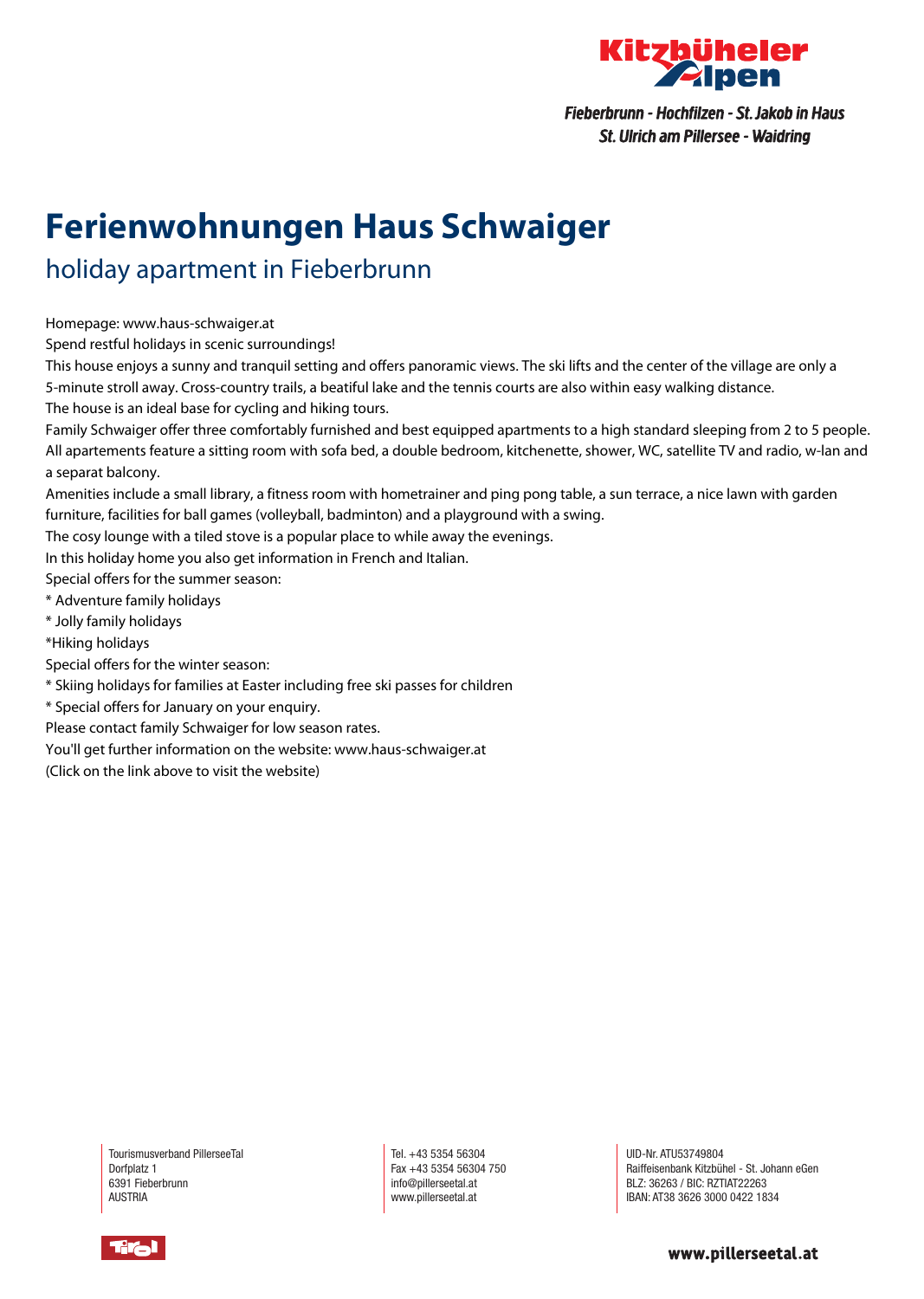# Ferienwohnungen Haus Schwaiger

## holiday apartment in Fieberbrunn

Homepage: www.haus-schwaiger.at

Spend restful holidays in scenic surroundings!

This house enjoys a sunny and tranquil setting and offers panoramic views. The ski lifts and the center of the village are only a 5-minute stroll away. Cross-country trails, a beatiful lake and the tennis courts are also within easy walking distance.

The house is an ideal base for cycling and hiking tours.

Family Schwaiger offer three comfortably furnished and best equipped apartments to a high standard sleeping from 2 to 5 people.

All apartements feature a sitting room with sofa bed, a double bedroom, kitchenette, shower, WC, satellite TV and radio, w-lan and a separat balcony.

Amenities include a small library, a fitness room with hometrainer and ping pong table, a sun terrace, a nice lawn with garden furniture, facilities for ball games (volleyball, badminton) and a playground with a swing.

The cosy lounge with a tiled stove is a popular place to while away the evenings.

In this holiday home you also get information in French and Italian.

Special offers for the summer season:

* Adventure family holidays
* Jolly family holidays
*Hiking holidays

Special offers for the winter season:

* Skiing holidays for families at Easter including free ski passes for children
* Special offers for January on your enquiry.

Please contact family Schwaiger for low season rates.

You'll get further information on the website: www.haus-schwaiger.at

(Click on the link above to visit the website)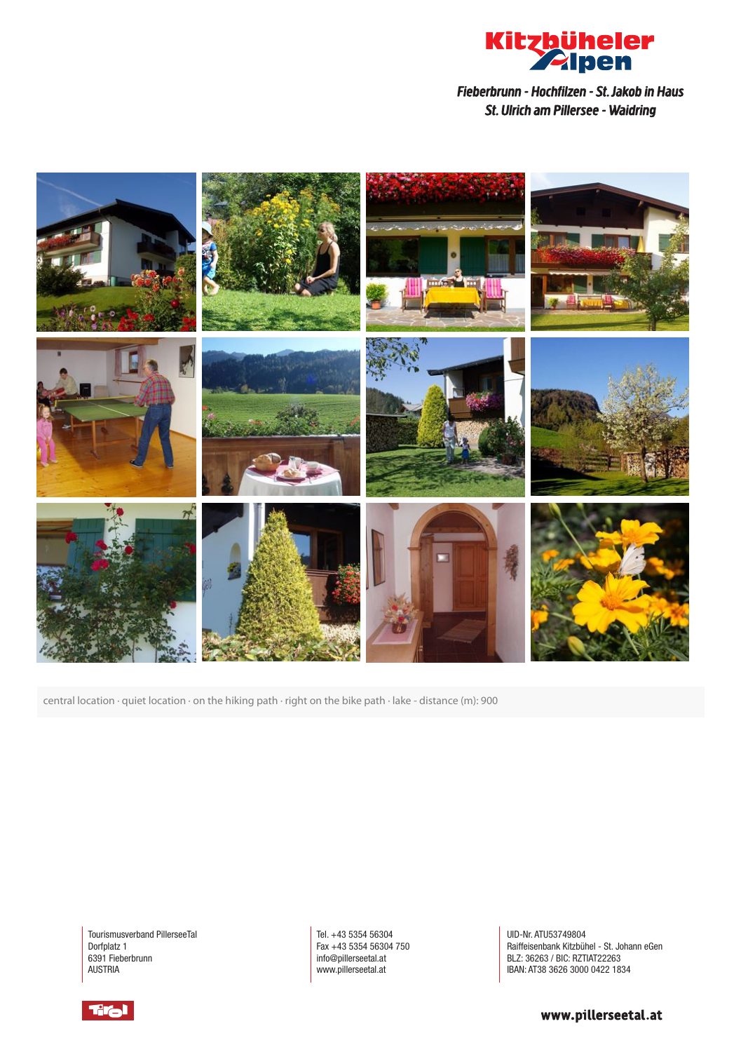Kitzbüheler Alpen

*Fieberbrunn - Hochfilzen - St. Jakob in Haus*
*St. Ulrich am Pillersee - Waidring*

central location · quiet location · on the hiking path · right on the bike path · lake - distance (m): 900

Tourismusverband PillerseeTal
Dorfplatz 1
6391 Fieberbrunn
AUSTRIA

Tel. +43 5354 56304
Fax +43 5354 56304 750
info@pillerseetal.at
www.pillerseetal.at

UID-Nr. ATU53749804
Raiffeisenbank Kitzbühel - St. Johann eGen
BLZ: 36263 / BIC: RZTIAT22263
IBAN: AT38 3626 3000 0422 1834

Tirol

www.pillerseetal.at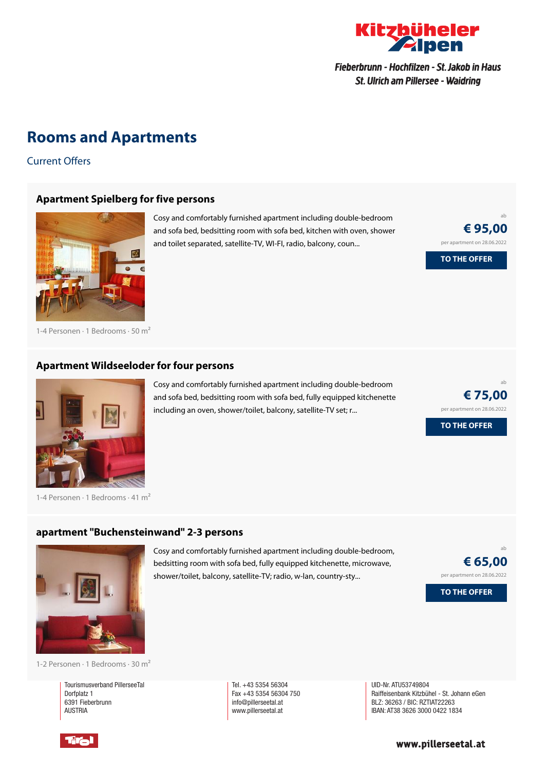Kitzbüheler Alpen

*Fieberbrunn - Hochfilzen - St. Jakob in Haus*
*St. Ulrich am Pillersee - Waidring*

# Rooms and Apartments

Current Offers

### Apartment Spielberg for five persons

Cosy and comfortably furnished apartment including double-bedroom and sofa bed, bedsitting room with sofa bed, kitchen with oven, shower and toilet separated, satellite-TV, WI-FI, radio, balcony, coun...

ab
**€ 95,00**
per apartment on 28.06.2022

**TO THE OFFER**

1-4 Personen · 1 Bedrooms · 50 m²

### Apartment Wildseeloder for four persons

Cosy and comfortably furnished apartment including double-bedroom and sofa bed, bedsitting room with sofa bed, fully equipped kitchenette including an oven, shower/toilet, balcony, satellite-TV set; r...

ab
**€ 75,00**
per apartment on 28.06.2022

**TO THE OFFER**

1-4 Personen · 1 Bedrooms · 41 m²

### apartment "Buchensteinwand" 2-3 persons

Cosy and comfortably furnished apartment including double-bedroom, bedsitting room with sofa bed, fully equipped kitchenette, microwave, shower/toilet, balcony, satellite-TV; radio, w-lan, country-sty...

ab
**€ 65,00**
per apartment on 28.06.2022

**TO THE OFFER**

1-2 Personen · 1 Bedrooms · 30 m²

Tourismusverband PillerseeTal
Dorfplatz 1
6391 Fieberbrunn
AUSTRIA

Tel. +43 5354 56304
Fax +43 5354 56304 750
info@pillerseetal.at
www.pillerseetal.at

UID-Nr. ATU53749804
Raiffeisenbank Kitzbühel - St. Johann eGen
BLZ: 36263 / BIC: RZTIAT22263
IBAN: AT38 3626 3000 0422 1834

Tirol

www.pillerseetal.at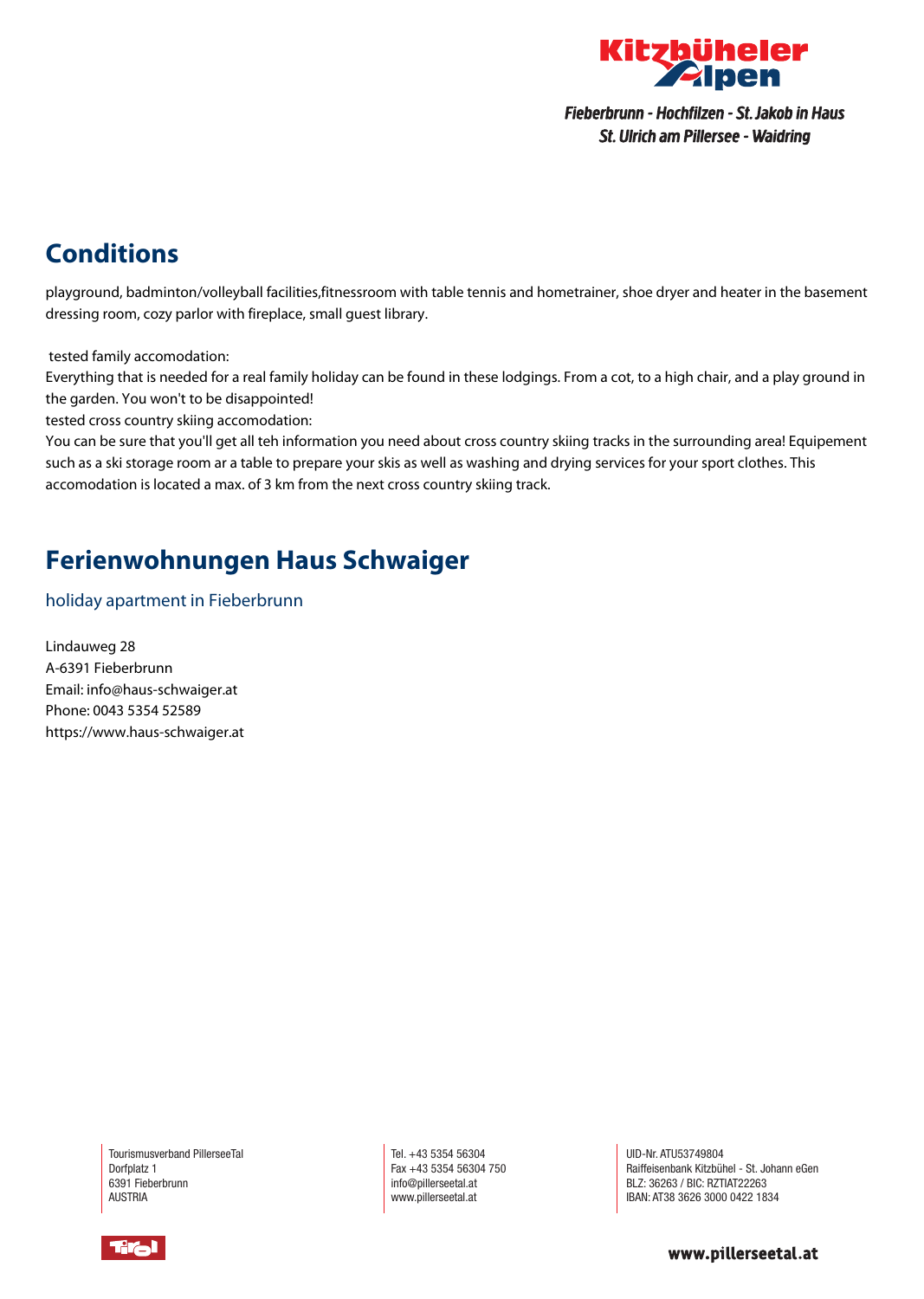## Conditions

playground, badminton/volleyball facilities,fitnessroom with table tennis and hometrainer, shoe dryer and heater in the basement dressing room, cozy parlor with fireplace, small guest library.

tested family accomodation:
Everything that is needed for a real family holiday can be found in these lodgings. From a cot, to a high chair, and a play ground in the garden. You won't to be disappointed!
tested cross country skiing accomodation:
You can be sure that you'll get all teh information you need about cross country skiing tracks in the surrounding area! Equipement such as a ski storage room ar a table to prepare your skis as well as washing and drying services for your sport clothes. This accomodation is located a max. of 3 km from the next cross country skiing track.

## Ferienwohnungen Haus Schwaiger

holiday apartment in Fieberbrunn

Lindauweg 28
A-6391 Fieberbrunn
Email: info@haus-schwaiger.at
Phone: 0043 5354 52589
https://www.haus-schwaiger.at